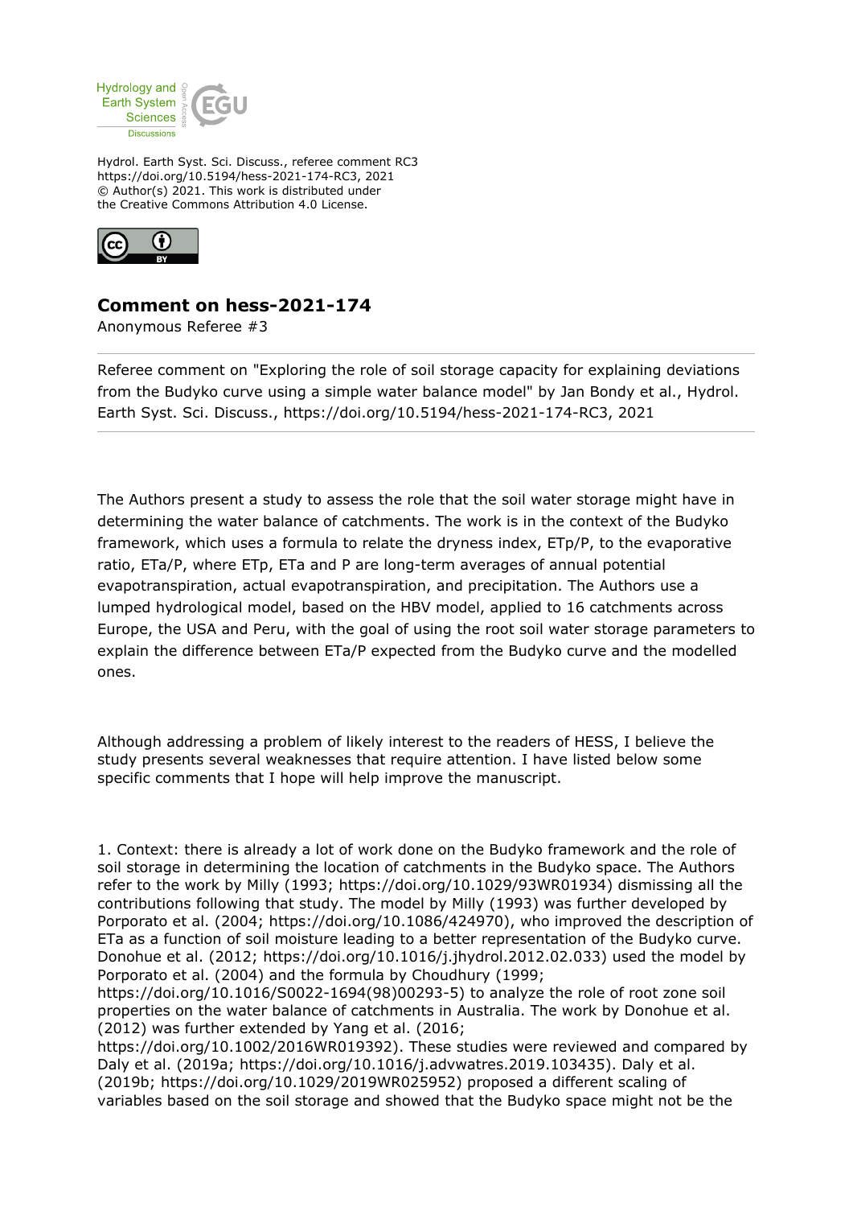Hydrol. Earth Syst. Sci. Discuss., referee comment RC3
https://doi.org/10.5194/hess-2021-174-RC3, 2021
© Author(s) 2021. This work is distributed under
the Creative Commons Attribution 4.0 License.

# Comment on hess-2021-174

Anonymous Referee #3

Referee comment on "Exploring the role of soil storage capacity for explaining deviations from the Budyko curve using a simple water balance model" by Jan Bondy et al., Hydrol. Earth Syst. Sci. Discuss., https://doi.org/10.5194/hess-2021-174-RC3, 2021

The Authors present a study to assess the role that the soil water storage might have in determining the water balance of catchments. The work is in the context of the Budyko framework, which uses a formula to relate the dryness index, ETp/P, to the evaporative ratio, ETa/P, where ETp, ETa and P are long-term averages of annual potential evapotranspiration, actual evapotranspiration, and precipitation. The Authors use a lumped hydrological model, based on the HBV model, applied to 16 catchments across Europe, the USA and Peru, with the goal of using the root soil water storage parameters to explain the difference between ETa/P expected from the Budyko curve and the modelled ones.

Although addressing a problem of likely interest to the readers of HESS, I believe the study presents several weaknesses that require attention. I have listed below some specific comments that I hope will help improve the manuscript.

1. Context: there is already a lot of work done on the Budyko framework and the role of soil storage in determining the location of catchments in the Budyko space. The Authors refer to the work by Milly (1993; https://doi.org/10.1029/93WR01934) dismissing all the contributions following that study. The model by Milly (1993) was further developed by Porporato et al. (2004; https://doi.org/10.1086/424970), who improved the description of ETa as a function of soil moisture leading to a better representation of the Budyko curve. Donohue et al. (2012; https://doi.org/10.1016/j.jhydrol.2012.02.033) used the model by Porporato et al. (2004) and the formula by Choudhury (1999; https://doi.org/10.1016/S0022-1694(98)00293-5) to analyze the role of root zone soil properties on the water balance of catchments in Australia. The work by Donohue et al. (2012) was further extended by Yang et al. (2016; https://doi.org/10.1002/2016WR019392). These studies were reviewed and compared by Daly et al. (2019a; https://doi.org/10.1016/j.advwatres.2019.103435). Daly et al. (2019b; https://doi.org/10.1029/2019WR025952) proposed a different scaling of variables based on the soil storage and showed that the Budyko space might not be the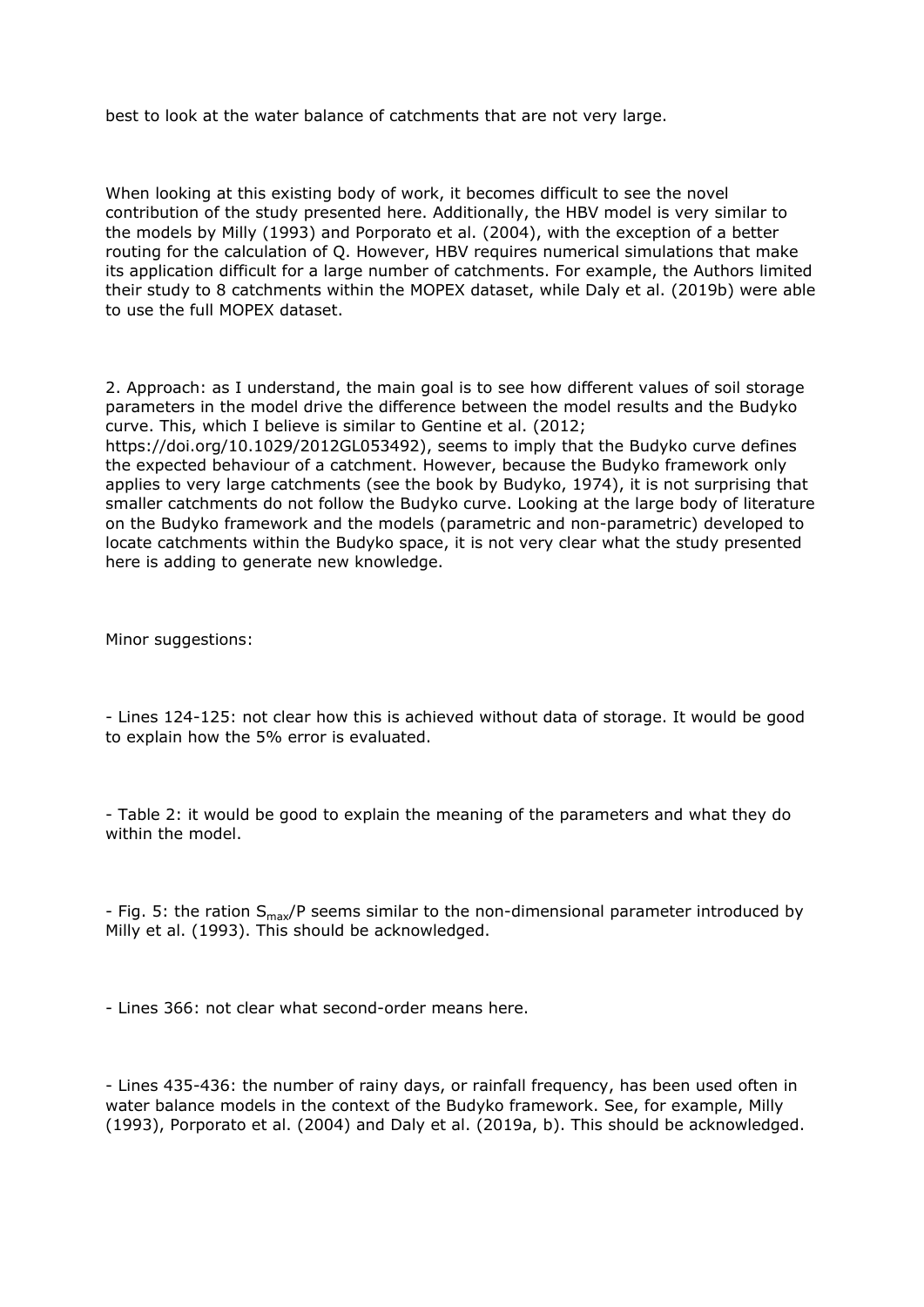best to look at the water balance of catchments that are not very large.

When looking at this existing body of work, it becomes difficult to see the novel contribution of the study presented here. Additionally, the HBV model is very similar to the models by Milly (1993) and Porporato et al. (2004), with the exception of a better routing for the calculation of Q. However, HBV requires numerical simulations that make its application difficult for a large number of catchments. For example, the Authors limited their study to 8 catchments within the MOPEX dataset, while Daly et al. (2019b) were able to use the full MOPEX dataset.

2. Approach: as I understand, the main goal is to see how different values of soil storage parameters in the model drive the difference between the model results and the Budyko curve. This, which I believe is similar to Gentine et al. (2012; https://doi.org/10.1029/2012GL053492), seems to imply that the Budyko curve defines the expected behaviour of a catchment. However, because the Budyko framework only applies to very large catchments (see the book by Budyko, 1974), it is not surprising that smaller catchments do not follow the Budyko curve. Looking at the large body of literature on the Budyko framework and the models (parametric and non-parametric) developed to locate catchments within the Budyko space, it is not very clear what the study presented here is adding to generate new knowledge.

Minor suggestions:

- Lines 124-125: not clear how this is achieved without data of storage. It would be good to explain how the 5% error is evaluated.

- Table 2: it would be good to explain the meaning of the parameters and what they do within the model.

- Fig. 5: the ration $S_{max}/P$ seems similar to the non-dimensional parameter introduced by Milly et al. (1993). This should be acknowledged.

- Lines 366: not clear what second-order means here.

- Lines 435-436: the number of rainy days, or rainfall frequency, has been used often in water balance models in the context of the Budyko framework. See, for example, Milly (1993), Porporato et al. (2004) and Daly et al. (2019a, b). This should be acknowledged.